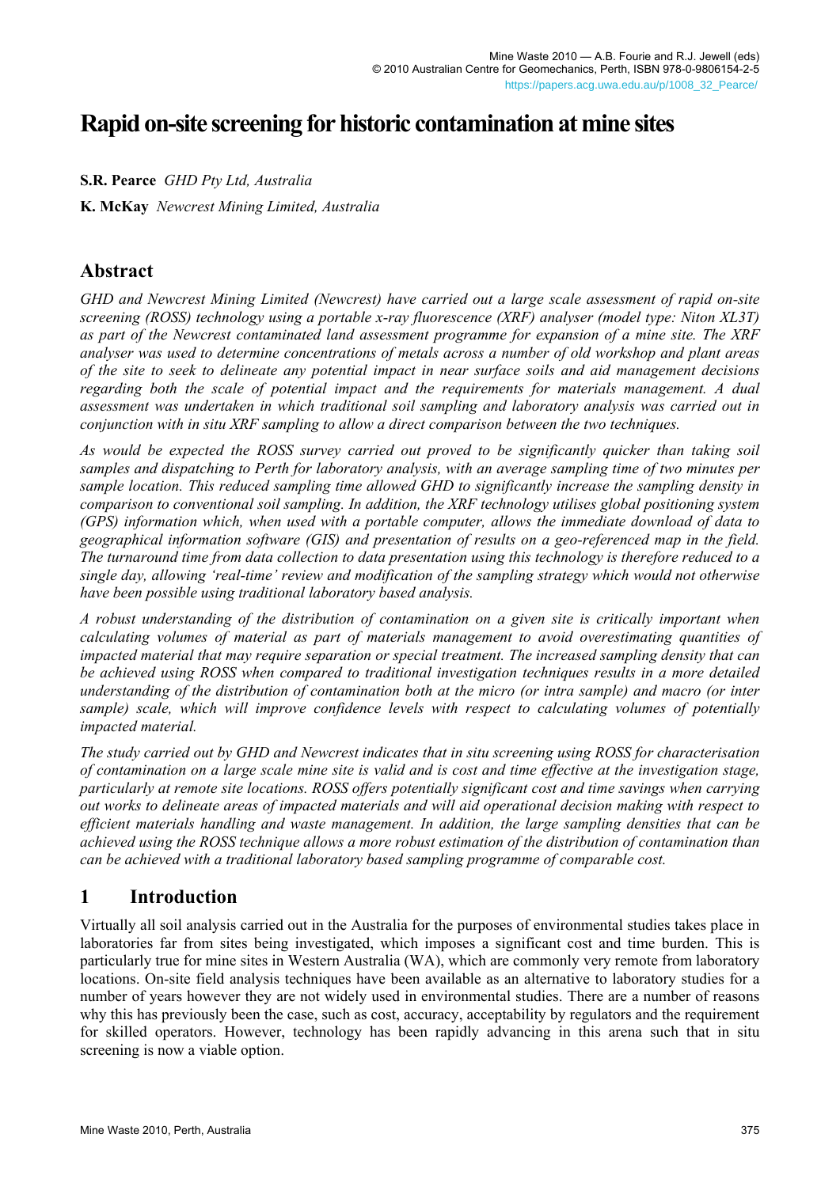# Rapid on-site screening for historic contamination at mine sites

**S.R. Pearce** *GHD Pty Ltd, Australia*

**K. McKay** *Newcrest Mining Limited, Australia*

## Abstract

*GHD and Newcrest Mining Limited (Newcrest) have carried out a large scale assessment of rapid on-site screening (ROSS) technology using a portable x-ray fluorescence (XRF) analyser (model type: Niton XL3T) as part of the Newcrest contaminated land assessment programme for expansion of a mine site. The XRF analyser was used to determine concentrations of metals across a number of old workshop and plant areas of the site to seek to delineate any potential impact in near surface soils and aid management decisions regarding both the scale of potential impact and the requirements for materials management. A dual assessment was undertaken in which traditional soil sampling and laboratory analysis was carried out in conjunction with in situ XRF sampling to allow a direct comparison between the two techniques.*

*As would be expected the ROSS survey carried out proved to be significantly quicker than taking soil samples and dispatching to Perth for laboratory analysis, with an average sampling time of two minutes per sample location. This reduced sampling time allowed GHD to significantly increase the sampling density in comparison to conventional soil sampling. In addition, the XRF technology utilises global positioning system (GPS) information which, when used with a portable computer, allows the immediate download of data to geographical information software (GIS) and presentation of results on a geo-referenced map in the field. The turnaround time from data collection to data presentation using this technology is therefore reduced to a single day, allowing 'real-time' review and modification of the sampling strategy which would not otherwise have been possible using traditional laboratory based analysis.*

*A robust understanding of the distribution of contamination on a given site is critically important when calculating volumes of material as part of materials management to avoid overestimating quantities of impacted material that may require separation or special treatment. The increased sampling density that can be achieved using ROSS when compared to traditional investigation techniques results in a more detailed understanding of the distribution of contamination both at the micro (or intra sample) and macro (or inter sample) scale, which will improve confidence levels with respect to calculating volumes of potentially impacted material.*

*The study carried out by GHD and Newcrest indicates that in situ screening using ROSS for characterisation of contamination on a large scale mine site is valid and is cost and time effective at the investigation stage, particularly at remote site locations. ROSS offers potentially significant cost and time savings when carrying out works to delineate areas of impacted materials and will aid operational decision making with respect to efficient materials handling and waste management. In addition, the large sampling densities that can be achieved using the ROSS technique allows a more robust estimation of the distribution of contamination than can be achieved with a traditional laboratory based sampling programme of comparable cost.*

## 1 Introduction

Virtually all soil analysis carried out in the Australia for the purposes of environmental studies takes place in laboratories far from sites being investigated, which imposes a significant cost and time burden. This is particularly true for mine sites in Western Australia (WA), which are commonly very remote from laboratory locations. On-site field analysis techniques have been available as an alternative to laboratory studies for a number of years however they are not widely used in environmental studies. There are a number of reasons why this has previously been the case, such as cost, accuracy, acceptability by regulators and the requirement for skilled operators. However, technology has been rapidly advancing in this arena such that in situ screening is now a viable option.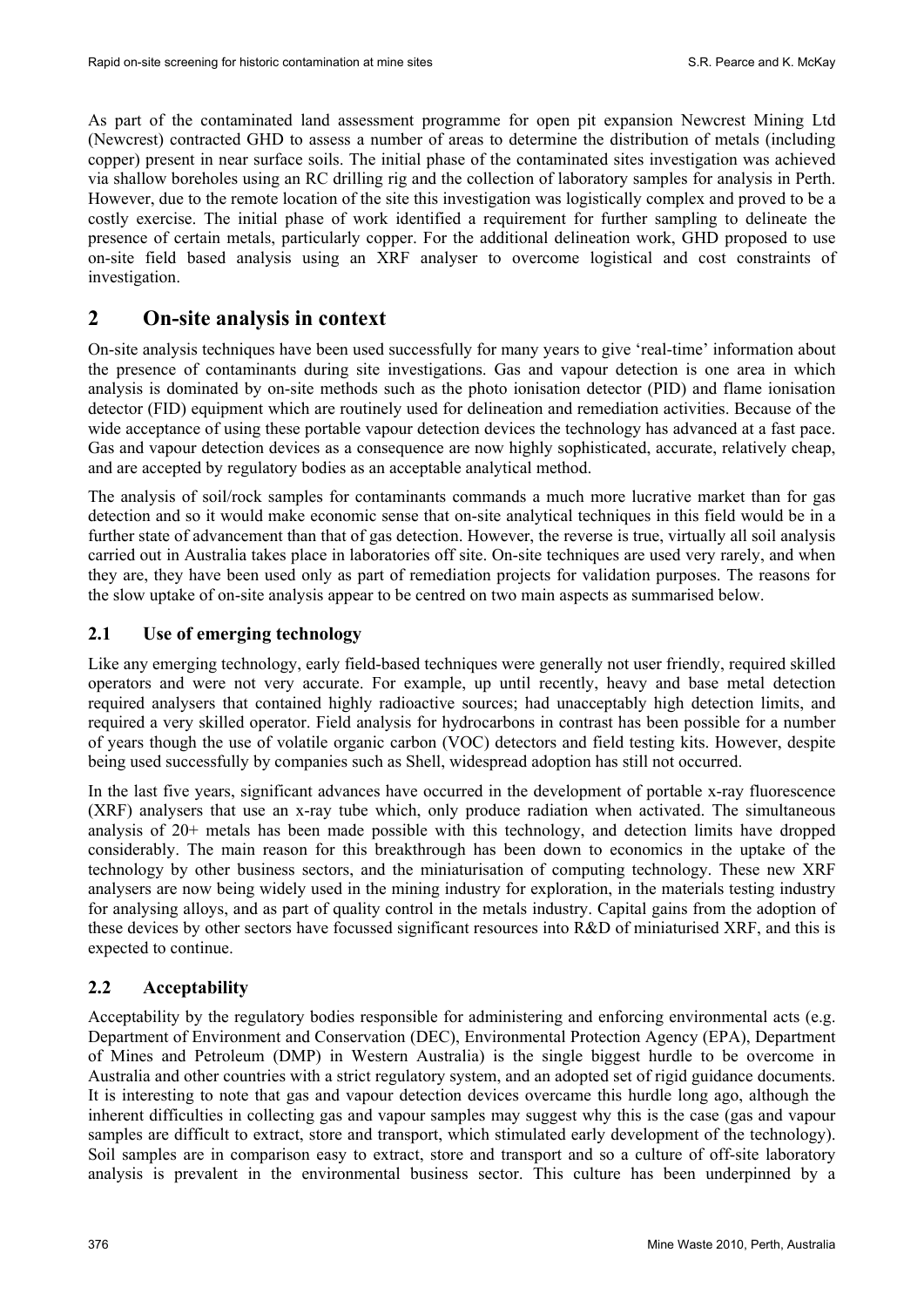As part of the contaminated land assessment programme for open pit expansion Newcrest Mining Ltd (Newcrest) contracted GHD to assess a number of areas to determine the distribution of metals (including copper) present in near surface soils. The initial phase of the contaminated sites investigation was achieved via shallow boreholes using an RC drilling rig and the collection of laboratory samples for analysis in Perth. However, due to the remote location of the site this investigation was logistically complex and proved to be a costly exercise. The initial phase of work identified a requirement for further sampling to delineate the presence of certain metals, particularly copper. For the additional delineation work, GHD proposed to use on-site field based analysis using an XRF analyser to overcome logistical and cost constraints of investigation.

# 2 On-site analysis in context

On-site analysis techniques have been used successfully for many years to give 'real-time' information about the presence of contaminants during site investigations. Gas and vapour detection is one area in which analysis is dominated by on-site methods such as the photo ionisation detector (PID) and flame ionisation detector (FID) equipment which are routinely used for delineation and remediation activities. Because of the wide acceptance of using these portable vapour detection devices the technology has advanced at a fast pace. Gas and vapour detection devices as a consequence are now highly sophisticated, accurate, relatively cheap, and are accepted by regulatory bodies as an acceptable analytical method.

The analysis of soil/rock samples for contaminants commands a much more lucrative market than for gas detection and so it would make economic sense that on-site analytical techniques in this field would be in a further state of advancement than that of gas detection. However, the reverse is true, virtually all soil analysis carried out in Australia takes place in laboratories off site. On-site techniques are used very rarely, and when they are, they have been used only as part of remediation projects for validation purposes. The reasons for the slow uptake of on-site analysis appear to be centred on two main aspects as summarised below.

## 2.1 Use of emerging technology

Like any emerging technology, early field-based techniques were generally not user friendly, required skilled operators and were not very accurate. For example, up until recently, heavy and base metal detection required analysers that contained highly radioactive sources; had unacceptably high detection limits, and required a very skilled operator. Field analysis for hydrocarbons in contrast has been possible for a number of years though the use of volatile organic carbon (VOC) detectors and field testing kits. However, despite being used successfully by companies such as Shell, widespread adoption has still not occurred.

In the last five years, significant advances have occurred in the development of portable x-ray fluorescence (XRF) analysers that use an x-ray tube which, only produce radiation when activated. The simultaneous analysis of 20+ metals has been made possible with this technology, and detection limits have dropped considerably. The main reason for this breakthrough has been down to economics in the uptake of the technology by other business sectors, and the miniaturisation of computing technology. These new XRF analysers are now being widely used in the mining industry for exploration, in the materials testing industry for analysing alloys, and as part of quality control in the metals industry. Capital gains from the adoption of these devices by other sectors have focussed significant resources into R&D of miniaturised XRF, and this is expected to continue.

## 2.2 Acceptability

Acceptability by the regulatory bodies responsible for administering and enforcing environmental acts (e.g. Department of Environment and Conservation (DEC), Environmental Protection Agency (EPA), Department of Mines and Petroleum (DMP) in Western Australia) is the single biggest hurdle to be overcome in Australia and other countries with a strict regulatory system, and an adopted set of rigid guidance documents. It is interesting to note that gas and vapour detection devices overcame this hurdle long ago, although the inherent difficulties in collecting gas and vapour samples may suggest why this is the case (gas and vapour samples are difficult to extract, store and transport, which stimulated early development of the technology). Soil samples are in comparison easy to extract, store and transport and so a culture of off-site laboratory analysis is prevalent in the environmental business sector. This culture has been underpinned by a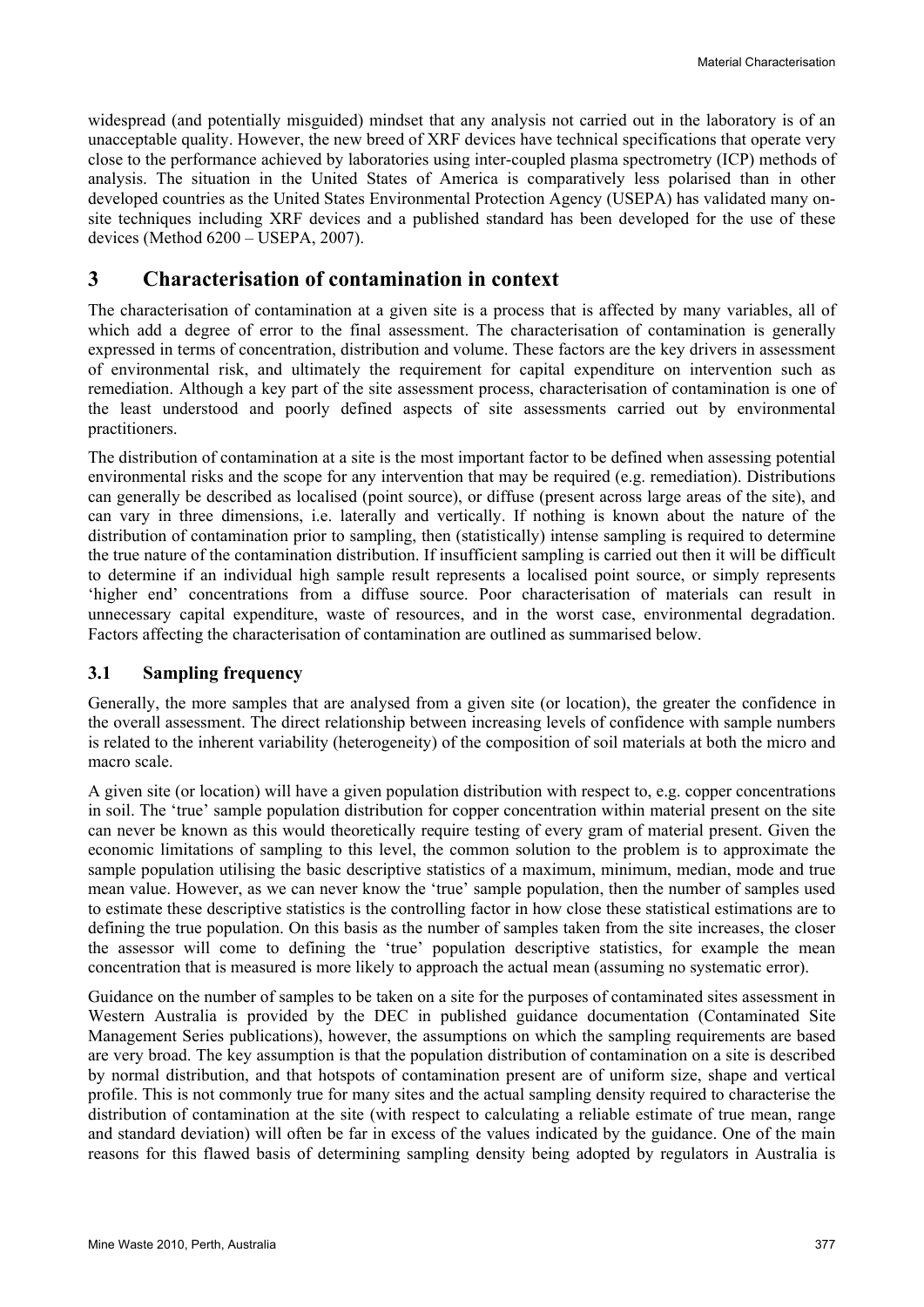widespread (and potentially misguided) mindset that any analysis not carried out in the laboratory is of an unacceptable quality. However, the new breed of XRF devices have technical specifications that operate very close to the performance achieved by laboratories using inter-coupled plasma spectrometry (ICP) methods of analysis. The situation in the United States of America is comparatively less polarised than in other developed countries as the United States Environmental Protection Agency (USEPA) has validated many on-site techniques including XRF devices and a published standard has been developed for the use of these devices (Method 6200 – USEPA, 2007).

# 3 Characterisation of contamination in context

The characterisation of contamination at a given site is a process that is affected by many variables, all of which add a degree of error to the final assessment. The characterisation of contamination is generally expressed in terms of concentration, distribution and volume. These factors are the key drivers in assessment of environmental risk, and ultimately the requirement for capital expenditure on intervention such as remediation. Although a key part of the site assessment process, characterisation of contamination is one of the least understood and poorly defined aspects of site assessments carried out by environmental practitioners.

The distribution of contamination at a site is the most important factor to be defined when assessing potential environmental risks and the scope for any intervention that may be required (e.g. remediation). Distributions can generally be described as localised (point source), or diffuse (present across large areas of the site), and can vary in three dimensions, i.e. laterally and vertically. If nothing is known about the nature of the distribution of contamination prior to sampling, then (statistically) intense sampling is required to determine the true nature of the contamination distribution. If insufficient sampling is carried out then it will be difficult to determine if an individual high sample result represents a localised point source, or simply represents 'higher end' concentrations from a diffuse source. Poor characterisation of materials can result in unnecessary capital expenditure, waste of resources, and in the worst case, environmental degradation. Factors affecting the characterisation of contamination are outlined as summarised below.

## 3.1 Sampling frequency

Generally, the more samples that are analysed from a given site (or location), the greater the confidence in the overall assessment. The direct relationship between increasing levels of confidence with sample numbers is related to the inherent variability (heterogeneity) of the composition of soil materials at both the micro and macro scale.

A given site (or location) will have a given population distribution with respect to, e.g. copper concentrations in soil. The 'true' sample population distribution for copper concentration within material present on the site can never be known as this would theoretically require testing of every gram of material present. Given the economic limitations of sampling to this level, the common solution to the problem is to approximate the sample population utilising the basic descriptive statistics of a maximum, minimum, median, mode and true mean value. However, as we can never know the 'true' sample population, then the number of samples used to estimate these descriptive statistics is the controlling factor in how close these statistical estimations are to defining the true population. On this basis as the number of samples taken from the site increases, the closer the assessor will come to defining the 'true' population descriptive statistics, for example the mean concentration that is measured is more likely to approach the actual mean (assuming no systematic error).

Guidance on the number of samples to be taken on a site for the purposes of contaminated sites assessment in Western Australia is provided by the DEC in published guidance documentation (Contaminated Site Management Series publications), however, the assumptions on which the sampling requirements are based are very broad. The key assumption is that the population distribution of contamination on a site is described by normal distribution, and that hotspots of contamination present are of uniform size, shape and vertical profile. This is not commonly true for many sites and the actual sampling density required to characterise the distribution of contamination at the site (with respect to calculating a reliable estimate of true mean, range and standard deviation) will often be far in excess of the values indicated by the guidance. One of the main reasons for this flawed basis of determining sampling density being adopted by regulators in Australia is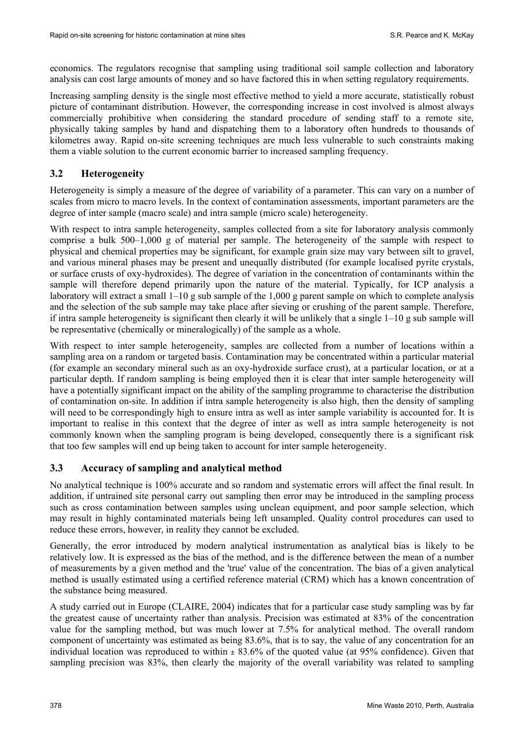economics. The regulators recognise that sampling using traditional soil sample collection and laboratory analysis can cost large amounts of money and so have factored this in when setting regulatory requirements.

Increasing sampling density is the single most effective method to yield a more accurate, statistically robust picture of contaminant distribution. However, the corresponding increase in cost involved is almost always commercially prohibitive when considering the standard procedure of sending staff to a remote site, physically taking samples by hand and dispatching them to a laboratory often hundreds to thousands of kilometres away. Rapid on-site screening techniques are much less vulnerable to such constraints making them a viable solution to the current economic barrier to increased sampling frequency.

### 3.2 Heterogeneity

Heterogeneity is simply a measure of the degree of variability of a parameter. This can vary on a number of scales from micro to macro levels. In the context of contamination assessments, important parameters are the degree of inter sample (macro scale) and intra sample (micro scale) heterogeneity.

With respect to intra sample heterogeneity, samples collected from a site for laboratory analysis commonly comprise a bulk 500–1,000 g of material per sample. The heterogeneity of the sample with respect to physical and chemical properties may be significant, for example grain size may vary between silt to gravel, and various mineral phases may be present and unequally distributed (for example localised pyrite crystals, or surface crusts of oxy-hydroxides). The degree of variation in the concentration of contaminants within the sample will therefore depend primarily upon the nature of the material. Typically, for ICP analysis a laboratory will extract a small 1–10 g sub sample of the 1,000 g parent sample on which to complete analysis and the selection of the sub sample may take place after sieving or crushing of the parent sample. Therefore, if intra sample heterogeneity is significant then clearly it will be unlikely that a single 1–10 g sub sample will be representative (chemically or mineralogically) of the sample as a whole.

With respect to inter sample heterogeneity, samples are collected from a number of locations within a sampling area on a random or targeted basis. Contamination may be concentrated within a particular material (for example an secondary mineral such as an oxy-hydroxide surface crust), at a particular location, or at a particular depth. If random sampling is being employed then it is clear that inter sample heterogeneity will have a potentially significant impact on the ability of the sampling programme to characterise the distribution of contamination on-site. In addition if intra sample heterogeneity is also high, then the density of sampling will need to be correspondingly high to ensure intra as well as inter sample variability is accounted for. It is important to realise in this context that the degree of inter as well as intra sample heterogeneity is not commonly known when the sampling program is being developed, consequently there is a significant risk that too few samples will end up being taken to account for inter sample heterogeneity.

### 3.3 Accuracy of sampling and analytical method

No analytical technique is 100% accurate and so random and systematic errors will affect the final result. In addition, if untrained site personal carry out sampling then error may be introduced in the sampling process such as cross contamination between samples using unclean equipment, and poor sample selection, which may result in highly contaminated materials being left unsampled. Quality control procedures can used to reduce these errors, however, in reality they cannot be excluded.

Generally, the error introduced by modern analytical instrumentation as analytical bias is likely to be relatively low. It is expressed as the bias of the method, and is the difference between the mean of a number of measurements by a given method and the 'true' value of the concentration. The bias of a given analytical method is usually estimated using a certified reference material (CRM) which has a known concentration of the substance being measured.

A study carried out in Europe (CLAIRE, 2004) indicates that for a particular case study sampling was by far the greatest cause of uncertainty rather than analysis. Precision was estimated at 83% of the concentration value for the sampling method, but was much lower at 7.5% for analytical method. The overall random component of uncertainty was estimated as being 83.6%, that is to say, the value of any concentration for an individual location was reproduced to within ± 83.6% of the quoted value (at 95% confidence). Given that sampling precision was 83%, then clearly the majority of the overall variability was related to sampling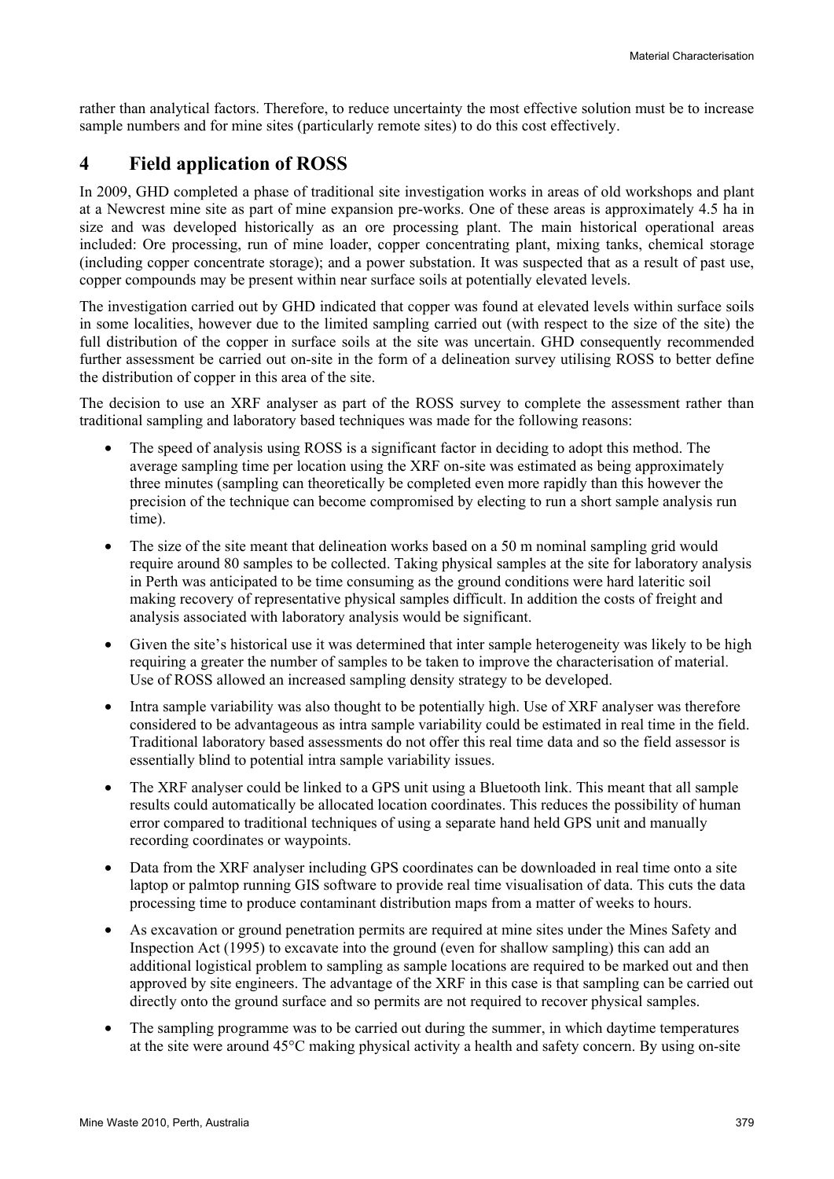rather than analytical factors. Therefore, to reduce uncertainty the most effective solution must be to increase sample numbers and for mine sites (particularly remote sites) to do this cost effectively.

# 4 Field application of ROSS

In 2009, GHD completed a phase of traditional site investigation works in areas of old workshops and plant at a Newcrest mine site as part of mine expansion pre-works. One of these areas is approximately 4.5 ha in size and was developed historically as an ore processing plant. The main historical operational areas included: Ore processing, run of mine loader, copper concentrating plant, mixing tanks, chemical storage (including copper concentrate storage); and a power substation. It was suspected that as a result of past use, copper compounds may be present within near surface soils at potentially elevated levels.

The investigation carried out by GHD indicated that copper was found at elevated levels within surface soils in some localities, however due to the limited sampling carried out (with respect to the size of the site) the full distribution of the copper in surface soils at the site was uncertain. GHD consequently recommended further assessment be carried out on-site in the form of a delineation survey utilising ROSS to better define the distribution of copper in this area of the site.

The decision to use an XRF analyser as part of the ROSS survey to complete the assessment rather than traditional sampling and laboratory based techniques was made for the following reasons:

- The speed of analysis using ROSS is a significant factor in deciding to adopt this method. The average sampling time per location using the XRF on-site was estimated as being approximately three minutes (sampling can theoretically be completed even more rapidly than this however the precision of the technique can become compromised by electing to run a short sample analysis run time).
- The size of the site meant that delineation works based on a 50 m nominal sampling grid would require around 80 samples to be collected. Taking physical samples at the site for laboratory analysis in Perth was anticipated to be time consuming as the ground conditions were hard lateritic soil making recovery of representative physical samples difficult. In addition the costs of freight and analysis associated with laboratory analysis would be significant.
- Given the site's historical use it was determined that inter sample heterogeneity was likely to be high requiring a greater the number of samples to be taken to improve the characterisation of material. Use of ROSS allowed an increased sampling density strategy to be developed.
- Intra sample variability was also thought to be potentially high. Use of XRF analyser was therefore considered to be advantageous as intra sample variability could be estimated in real time in the field. Traditional laboratory based assessments do not offer this real time data and so the field assessor is essentially blind to potential intra sample variability issues.
- The XRF analyser could be linked to a GPS unit using a Bluetooth link. This meant that all sample results could automatically be allocated location coordinates. This reduces the possibility of human error compared to traditional techniques of using a separate hand held GPS unit and manually recording coordinates or waypoints.
- Data from the XRF analyser including GPS coordinates can be downloaded in real time onto a site laptop or palmtop running GIS software to provide real time visualisation of data. This cuts the data processing time to produce contaminant distribution maps from a matter of weeks to hours.
- As excavation or ground penetration permits are required at mine sites under the Mines Safety and Inspection Act (1995) to excavate into the ground (even for shallow sampling) this can add an additional logistical problem to sampling as sample locations are required to be marked out and then approved by site engineers. The advantage of the XRF in this case is that sampling can be carried out directly onto the ground surface and so permits are not required to recover physical samples.
- The sampling programme was to be carried out during the summer, in which daytime temperatures at the site were around 45°C making physical activity a health and safety concern. By using on-site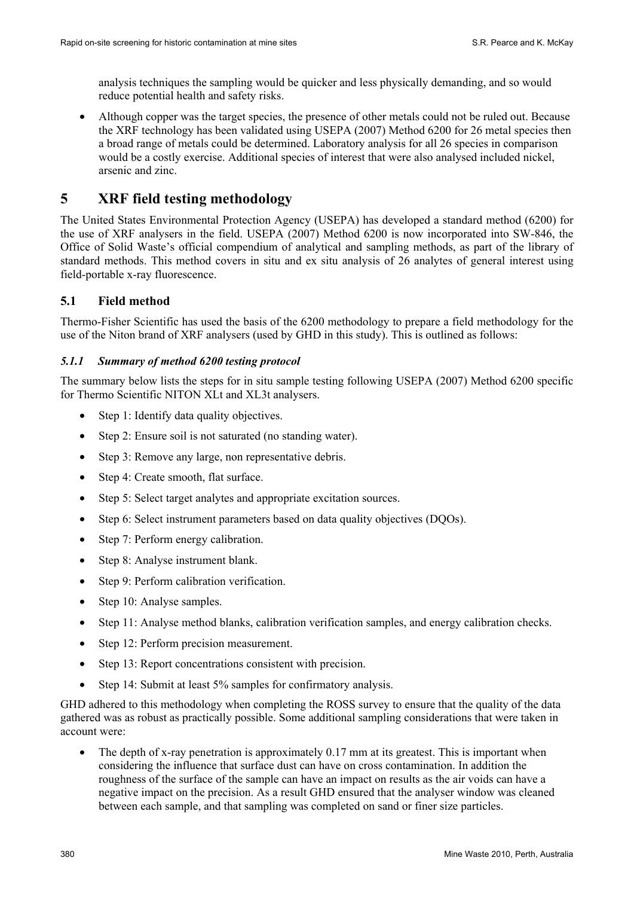analysis techniques the sampling would be quicker and less physically demanding, and so would reduce potential health and safety risks.

- Although copper was the target species, the presence of other metals could not be ruled out. Because the XRF technology has been validated using USEPA (2007) Method 6200 for 26 metal species then a broad range of metals could be determined. Laboratory analysis for all 26 species in comparison would be a costly exercise. Additional species of interest that were also analysed included nickel, arsenic and zinc.

# 5 XRF field testing methodology

The United States Environmental Protection Agency (USEPA) has developed a standard method (6200) for the use of XRF analysers in the field. USEPA (2007) Method 6200 is now incorporated into SW-846, the Office of Solid Waste's official compendium of analytical and sampling methods, as part of the library of standard methods. This method covers in situ and ex situ analysis of 26 analytes of general interest using field-portable x-ray fluorescence.

## 5.1 Field method

Thermo-Fisher Scientific has used the basis of the 6200 methodology to prepare a field methodology for the use of the Niton brand of XRF analysers (used by GHD in this study). This is outlined as follows:

### *5.1.1 Summary of method 6200 testing protocol*

The summary below lists the steps for in situ sample testing following USEPA (2007) Method 6200 specific for Thermo Scientific NITON XLt and XL3t analysers.

- Step 1: Identify data quality objectives.
- Step 2: Ensure soil is not saturated (no standing water).
- Step 3: Remove any large, non representative debris.
- Step 4: Create smooth, flat surface.
- Step 5: Select target analytes and appropriate excitation sources.
- Step 6: Select instrument parameters based on data quality objectives (DQOs).
- Step 7: Perform energy calibration.
- Step 8: Analyse instrument blank.
- Step 9: Perform calibration verification.
- Step 10: Analyse samples.
- Step 11: Analyse method blanks, calibration verification samples, and energy calibration checks.
- Step 12: Perform precision measurement.
- Step 13: Report concentrations consistent with precision.
- Step 14: Submit at least 5% samples for confirmatory analysis.

GHD adhered to this methodology when completing the ROSS survey to ensure that the quality of the data gathered was as robust as practically possible. Some additional sampling considerations that were taken in account were:

- The depth of x-ray penetration is approximately 0.17 mm at its greatest. This is important when considering the influence that surface dust can have on cross contamination. In addition the roughness of the surface of the sample can have an impact on results as the air voids can have a negative impact on the precision. As a result GHD ensured that the analyser window was cleaned between each sample, and that sampling was completed on sand or finer size particles.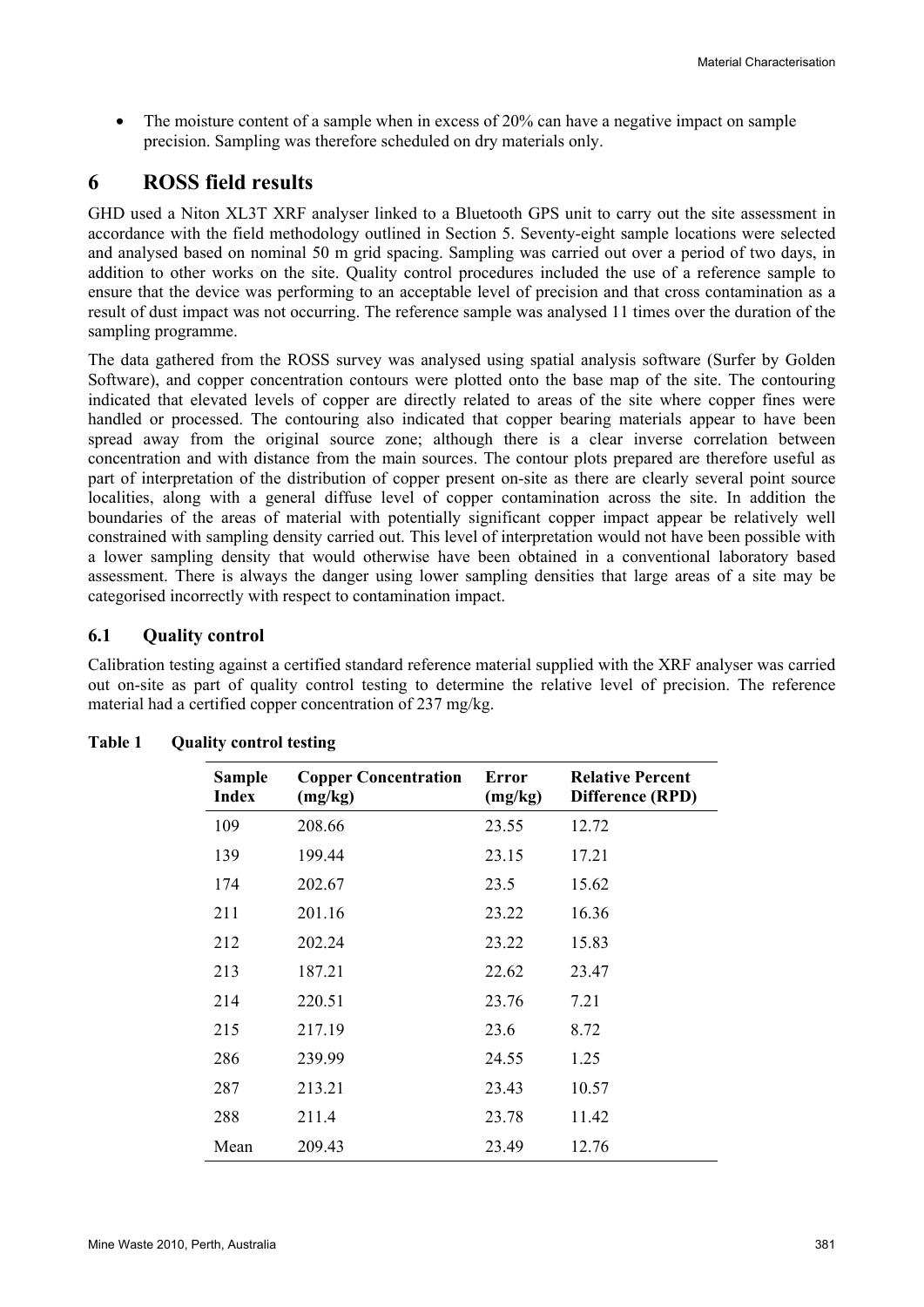- The moisture content of a sample when in excess of 20% can have a negative impact on sample precision. Sampling was therefore scheduled on dry materials only.

# 6 ROSS field results

GHD used a Niton XL3T XRF analyser linked to a Bluetooth GPS unit to carry out the site assessment in accordance with the field methodology outlined in Section 5. Seventy-eight sample locations were selected and analysed based on nominal 50 m grid spacing. Sampling was carried out over a period of two days, in addition to other works on the site. Quality control procedures included the use of a reference sample to ensure that the device was performing to an acceptable level of precision and that cross contamination as a result of dust impact was not occurring. The reference sample was analysed 11 times over the duration of the sampling programme.

The data gathered from the ROSS survey was analysed using spatial analysis software (Surfer by Golden Software), and copper concentration contours were plotted onto the base map of the site. The contouring indicated that elevated levels of copper are directly related to areas of the site where copper fines were handled or processed. The contouring also indicated that copper bearing materials appear to have been spread away from the original source zone; although there is a clear inverse correlation between concentration and with distance from the main sources. The contour plots prepared are therefore useful as part of interpretation of the distribution of copper present on-site as there are clearly several point source localities, along with a general diffuse level of copper contamination across the site. In addition the boundaries of the areas of material with potentially significant copper impact appear be relatively well constrained with sampling density carried out. This level of interpretation would not have been possible with a lower sampling density that would otherwise have been obtained in a conventional laboratory based assessment. There is always the danger using lower sampling densities that large areas of a site may be categorised incorrectly with respect to contamination impact.

## 6.1 Quality control

Calibration testing against a certified standard reference material supplied with the XRF analyser was carried out on-site as part of quality control testing to determine the relative level of precision. The reference material had a certified copper concentration of 237 mg/kg.

**Table 1 Quality control testing**

| Sample Index | Copper Concentration (mg/kg) | Error (mg/kg) | Relative Percent Difference (RPD) |
|---|---|---|---|
| 109 | 208.66 | 23.55 | 12.72 |
| 139 | 199.44 | 23.15 | 17.21 |
| 174 | 202.67 | 23.5 | 15.62 |
| 211 | 201.16 | 23.22 | 16.36 |
| 212 | 202.24 | 23.22 | 15.83 |
| 213 | 187.21 | 22.62 | 23.47 |
| 214 | 220.51 | 23.76 | 7.21 |
| 215 | 217.19 | 23.6 | 8.72 |
| 286 | 239.99 | 24.55 | 1.25 |
| 287 | 213.21 | 23.43 | 10.57 |
| 288 | 211.4 | 23.78 | 11.42 |
| Mean | 209.43 | 23.49 | 12.76 |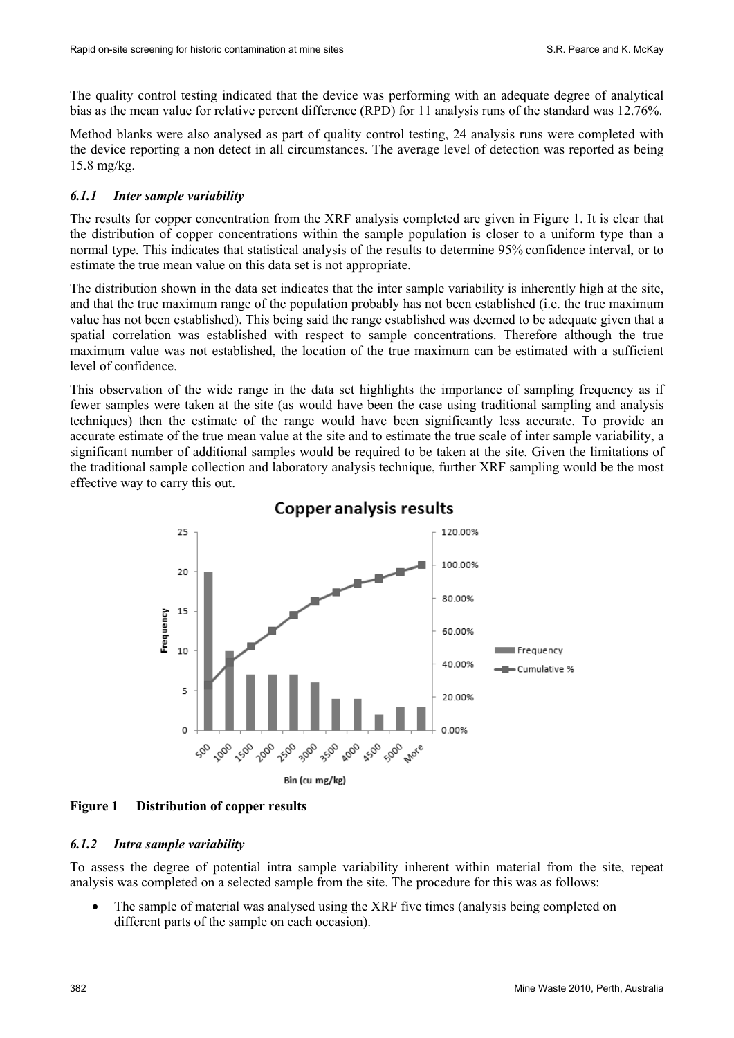The quality control testing indicated that the device was performing with an adequate degree of analytical bias as the mean value for relative percent difference (RPD) for 11 analysis runs of the standard was 12.76%.

Method blanks were also analysed as part of quality control testing, 24 analysis runs were completed with the device reporting a non detect in all circumstances. The average level of detection was reported as being 15.8 mg/kg.

### *6.1.1 Inter sample variability*

The results for copper concentration from the XRF analysis completed are given in Figure 1. It is clear that the distribution of copper concentrations within the sample population is closer to a uniform type than a normal type. This indicates that statistical analysis of the results to determine 95% confidence interval, or to estimate the true mean value on this data set is not appropriate.

The distribution shown in the data set indicates that the inter sample variability is inherently high at the site, and that the true maximum range of the population probably has not been established (i.e. the true maximum value has not been established). This being said the range established was deemed to be adequate given that a spatial correlation was established with respect to sample concentrations. Therefore although the true maximum value was not established, the location of the true maximum can be estimated with a sufficient level of confidence.

This observation of the wide range in the data set highlights the importance of sampling frequency as if fewer samples were taken at the site (as would have been the case using traditional sampling and analysis techniques) then the estimate of the range would have been significantly less accurate. To provide an accurate estimate of the true mean value at the site and to estimate the true scale of inter sample variability, a significant number of additional samples would be required to be taken at the site. Given the limitations of the traditional sample collection and laboratory analysis technique, further XRF sampling would be the most effective way to carry this out.

**Figure 1 Distribution of copper results**

### *6.1.2 Intra sample variability*

To assess the degree of potential intra sample variability inherent within material from the site, repeat analysis was completed on a selected sample from the site. The procedure for this was as follows:

- The sample of material was analysed using the XRF five times (analysis being completed on different parts of the sample on each occasion).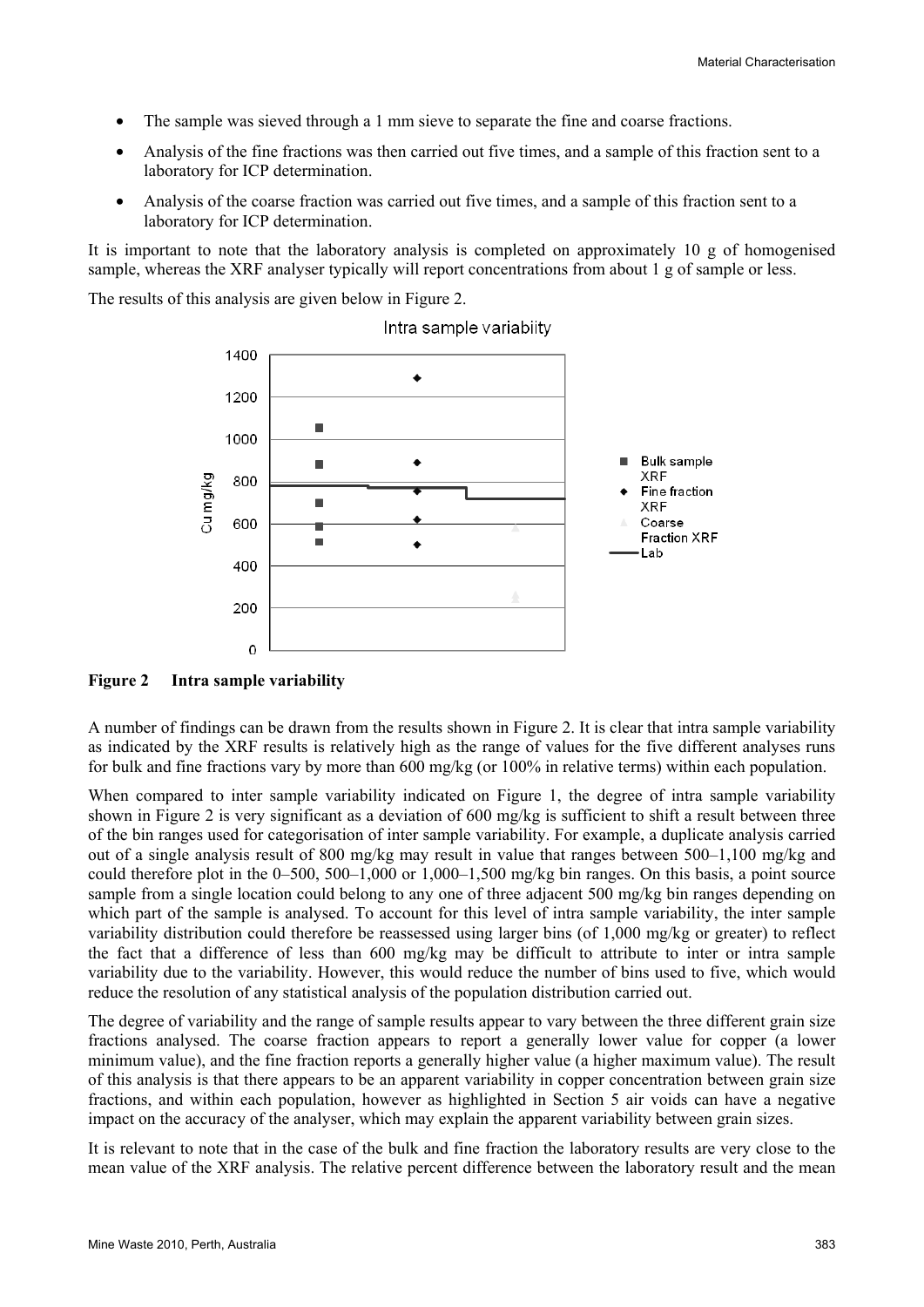- The sample was sieved through a 1 mm sieve to separate the fine and coarse fractions.
- Analysis of the fine fractions was then carried out five times, and a sample of this fraction sent to a laboratory for ICP determination.
- Analysis of the coarse fraction was carried out five times, and a sample of this fraction sent to a laboratory for ICP determination.

It is important to note that the laboratory analysis is completed on approximately 10 g of homogenised sample, whereas the XRF analyser typically will report concentrations from about 1 g of sample or less.

The results of this analysis are given below in Figure 2.

**Figure 2 Intra sample variability**

A number of findings can be drawn from the results shown in Figure 2. It is clear that intra sample variability as indicated by the XRF results is relatively high as the range of values for the five different analyses runs for bulk and fine fractions vary by more than 600 mg/kg (or 100% in relative terms) within each population.

When compared to inter sample variability indicated on Figure 1, the degree of intra sample variability shown in Figure 2 is very significant as a deviation of 600 mg/kg is sufficient to shift a result between three of the bin ranges used for categorisation of inter sample variability. For example, a duplicate analysis carried out of a single analysis result of 800 mg/kg may result in value that ranges between 500–1,100 mg/kg and could therefore plot in the 0–500, 500–1,000 or 1,000–1,500 mg/kg bin ranges. On this basis, a point source sample from a single location could belong to any one of three adjacent 500 mg/kg bin ranges depending on which part of the sample is analysed. To account for this level of intra sample variability, the inter sample variability distribution could therefore be reassessed using larger bins (of 1,000 mg/kg or greater) to reflect the fact that a difference of less than 600 mg/kg may be difficult to attribute to inter or intra sample variability due to the variability. However, this would reduce the number of bins used to five, which would reduce the resolution of any statistical analysis of the population distribution carried out.

The degree of variability and the range of sample results appear to vary between the three different grain size fractions analysed. The coarse fraction appears to report a generally lower value for copper (a lower minimum value), and the fine fraction reports a generally higher value (a higher maximum value). The result of this analysis is that there appears to be an apparent variability in copper concentration between grain size fractions, and within each population, however as highlighted in Section 5 air voids can have a negative impact on the accuracy of the analyser, which may explain the apparent variability between grain sizes.

It is relevant to note that in the case of the bulk and fine fraction the laboratory results are very close to the mean value of the XRF analysis. The relative percent difference between the laboratory result and the mean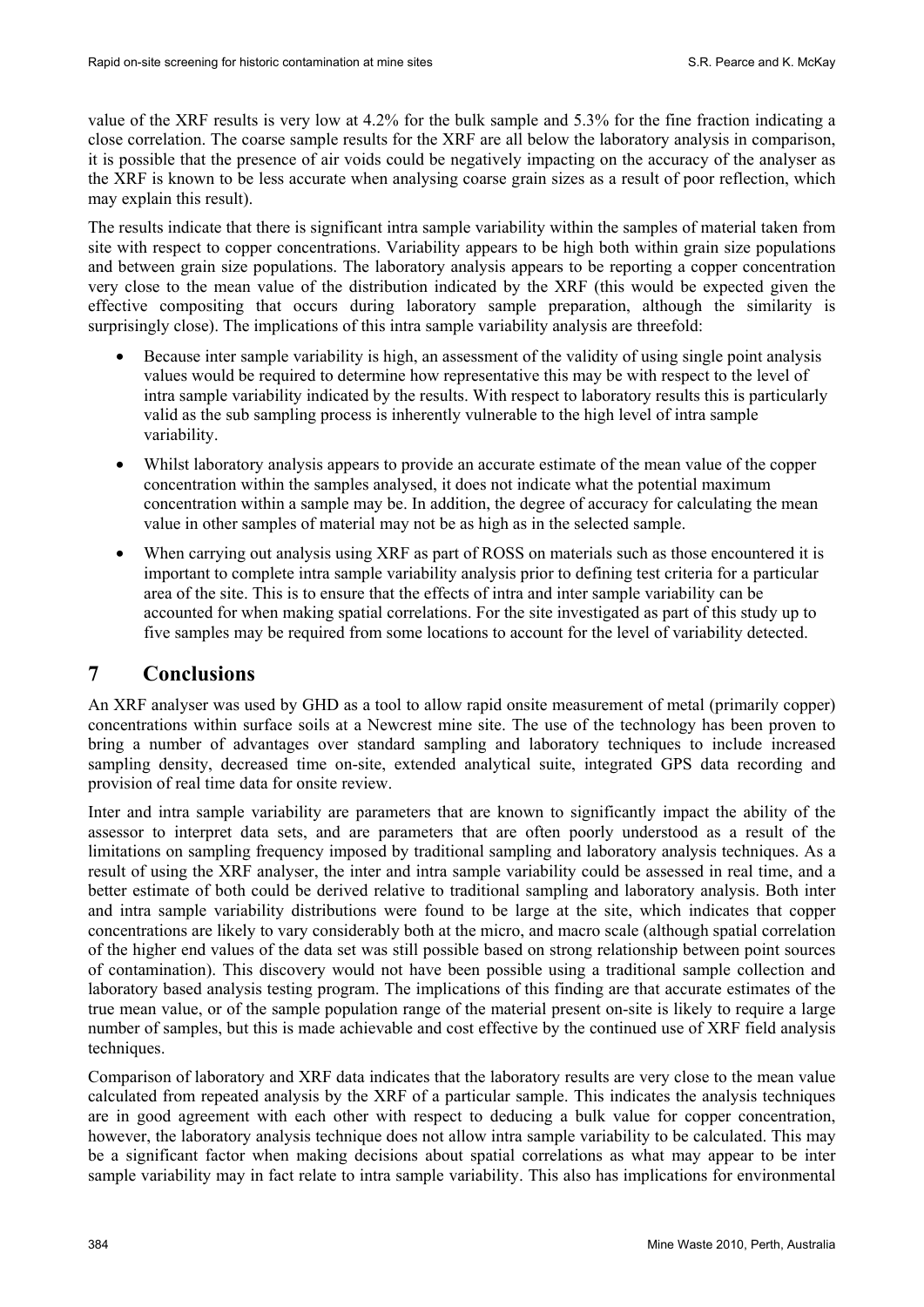value of the XRF results is very low at 4.2% for the bulk sample and 5.3% for the fine fraction indicating a close correlation. The coarse sample results for the XRF are all below the laboratory analysis in comparison, it is possible that the presence of air voids could be negatively impacting on the accuracy of the analyser as the XRF is known to be less accurate when analysing coarse grain sizes as a result of poor reflection, which may explain this result).

The results indicate that there is significant intra sample variability within the samples of material taken from site with respect to copper concentrations. Variability appears to be high both within grain size populations and between grain size populations. The laboratory analysis appears to be reporting a copper concentration very close to the mean value of the distribution indicated by the XRF (this would be expected given the effective compositing that occurs during laboratory sample preparation, although the similarity is surprisingly close). The implications of this intra sample variability analysis are threefold:

- Because inter sample variability is high, an assessment of the validity of using single point analysis values would be required to determine how representative this may be with respect to the level of intra sample variability indicated by the results. With respect to laboratory results this is particularly valid as the sub sampling process is inherently vulnerable to the high level of intra sample variability.
- Whilst laboratory analysis appears to provide an accurate estimate of the mean value of the copper concentration within the samples analysed, it does not indicate what the potential maximum concentration within a sample may be. In addition, the degree of accuracy for calculating the mean value in other samples of material may not be as high as in the selected sample.
- When carrying out analysis using XRF as part of ROSS on materials such as those encountered it is important to complete intra sample variability analysis prior to defining test criteria for a particular area of the site. This is to ensure that the effects of intra and inter sample variability can be accounted for when making spatial correlations. For the site investigated as part of this study up to five samples may be required from some locations to account for the level of variability detected.

# 7 Conclusions

An XRF analyser was used by GHD as a tool to allow rapid onsite measurement of metal (primarily copper) concentrations within surface soils at a Newcrest mine site. The use of the technology has been proven to bring a number of advantages over standard sampling and laboratory techniques to include increased sampling density, decreased time on-site, extended analytical suite, integrated GPS data recording and provision of real time data for onsite review.

Inter and intra sample variability are parameters that are known to significantly impact the ability of the assessor to interpret data sets, and are parameters that are often poorly understood as a result of the limitations on sampling frequency imposed by traditional sampling and laboratory analysis techniques. As a result of using the XRF analyser, the inter and intra sample variability could be assessed in real time, and a better estimate of both could be derived relative to traditional sampling and laboratory analysis. Both inter and intra sample variability distributions were found to be large at the site, which indicates that copper concentrations are likely to vary considerably both at the micro, and macro scale (although spatial correlation of the higher end values of the data set was still possible based on strong relationship between point sources of contamination). This discovery would not have been possible using a traditional sample collection and laboratory based analysis testing program. The implications of this finding are that accurate estimates of the true mean value, or of the sample population range of the material present on-site is likely to require a large number of samples, but this is made achievable and cost effective by the continued use of XRF field analysis techniques.

Comparison of laboratory and XRF data indicates that the laboratory results are very close to the mean value calculated from repeated analysis by the XRF of a particular sample. This indicates the analysis techniques are in good agreement with each other with respect to deducing a bulk value for copper concentration, however, the laboratory analysis technique does not allow intra sample variability to be calculated. This may be a significant factor when making decisions about spatial correlations as what may appear to be inter sample variability may in fact relate to intra sample variability. This also has implications for environmental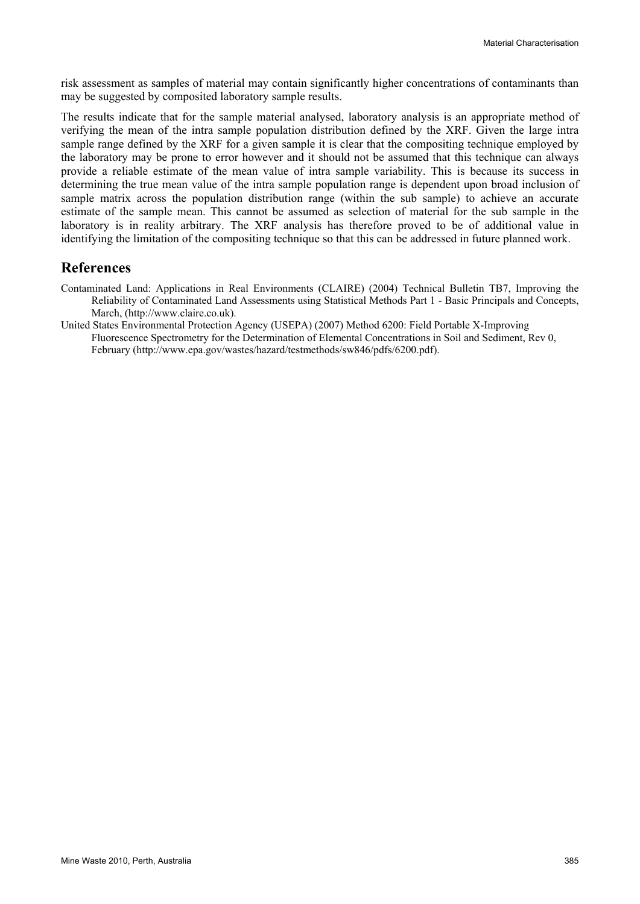risk assessment as samples of material may contain significantly higher concentrations of contaminants than may be suggested by composited laboratory sample results.

The results indicate that for the sample material analysed, laboratory analysis is an appropriate method of verifying the mean of the intra sample population distribution defined by the XRF. Given the large intra sample range defined by the XRF for a given sample it is clear that the compositing technique employed by the laboratory may be prone to error however and it should not be assumed that this technique can always provide a reliable estimate of the mean value of intra sample variability. This is because its success in determining the true mean value of the intra sample population range is dependent upon broad inclusion of sample matrix across the population distribution range (within the sub sample) to achieve an accurate estimate of the sample mean. This cannot be assumed as selection of material for the sub sample in the laboratory is in reality arbitrary. The XRF analysis has therefore proved to be of additional value in identifying the limitation of the compositing technique so that this can be addressed in future planned work.

## References

Contaminated Land: Applications in Real Environments (CLAIRE) (2004) Technical Bulletin TB7, Improving the Reliability of Contaminated Land Assessments using Statistical Methods Part 1 - Basic Principals and Concepts, March, (http://www.claire.co.uk).

United States Environmental Protection Agency (USEPA) (2007) Method 6200: Field Portable X-Improving Fluorescence Spectrometry for the Determination of Elemental Concentrations in Soil and Sediment, Rev 0, February (http://www.epa.gov/wastes/hazard/testmethods/sw846/pdfs/6200.pdf).